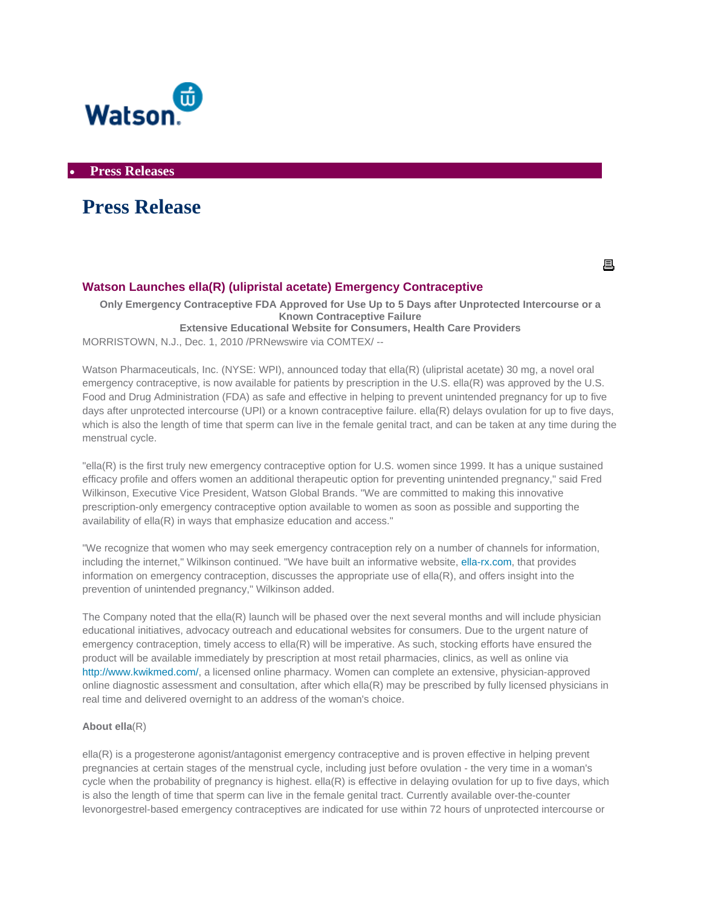Watson

- **Press Releases**

# Press Release

## Watson Launches ella(R) (ulipristal acetate) Emergency Contraceptive

**Only Emergency Contraceptive FDA Approved for Use Up to 5 Days after Unprotected Intercourse or a Known Contraceptive Failure**

**Extensive Educational Website for Consumers, Health Care Providers**

MORRISTOWN, N.J., Dec. 1, 2010 /PRNewswire via COMTEX/ --

Watson Pharmaceuticals, Inc. (NYSE: WPI), announced today that ella(R) (ulipristal acetate) 30 mg, a novel oral emergency contraceptive, is now available for patients by prescription in the U.S. ella(R) was approved by the U.S. Food and Drug Administration (FDA) as safe and effective in helping to prevent unintended pregnancy for up to five days after unprotected intercourse (UPI) or a known contraceptive failure. ella(R) delays ovulation for up to five days, which is also the length of time that sperm can live in the female genital tract, and can be taken at any time during the menstrual cycle.

"ella(R) is the first truly new emergency contraceptive option for U.S. women since 1999. It has a unique sustained efficacy profile and offers women an additional therapeutic option for preventing unintended pregnancy," said Fred Wilkinson, Executive Vice President, Watson Global Brands. "We are committed to making this innovative prescription-only emergency contraceptive option available to women as soon as possible and supporting the availability of ella(R) in ways that emphasize education and access."

"We recognize that women who may seek emergency contraception rely on a number of channels for information, including the internet," Wilkinson continued. "We have built an informative website, ella-rx.com, that provides information on emergency contraception, discusses the appropriate use of ella(R), and offers insight into the prevention of unintended pregnancy," Wilkinson added.

The Company noted that the ella(R) launch will be phased over the next several months and will include physician educational initiatives, advocacy outreach and educational websites for consumers. Due to the urgent nature of emergency contraception, timely access to ella(R) will be imperative. As such, stocking efforts have ensured the product will be available immediately by prescription at most retail pharmacies, clinics, as well as online via http://www.kwikmed.com/, a licensed online pharmacy. Women can complete an extensive, physician-approved online diagnostic assessment and consultation, after which ella(R) may be prescribed by fully licensed physicians in real time and delivered overnight to an address of the woman's choice.

**About ella**(R)

ella(R) is a progesterone agonist/antagonist emergency contraceptive and is proven effective in helping prevent pregnancies at certain stages of the menstrual cycle, including just before ovulation - the very time in a woman's cycle when the probability of pregnancy is highest. ella(R) is effective in delaying ovulation for up to five days, which is also the length of time that sperm can live in the female genital tract. Currently available over-the-counter levonorgestrel-based emergency contraceptives are indicated for use within 72 hours of unprotected intercourse or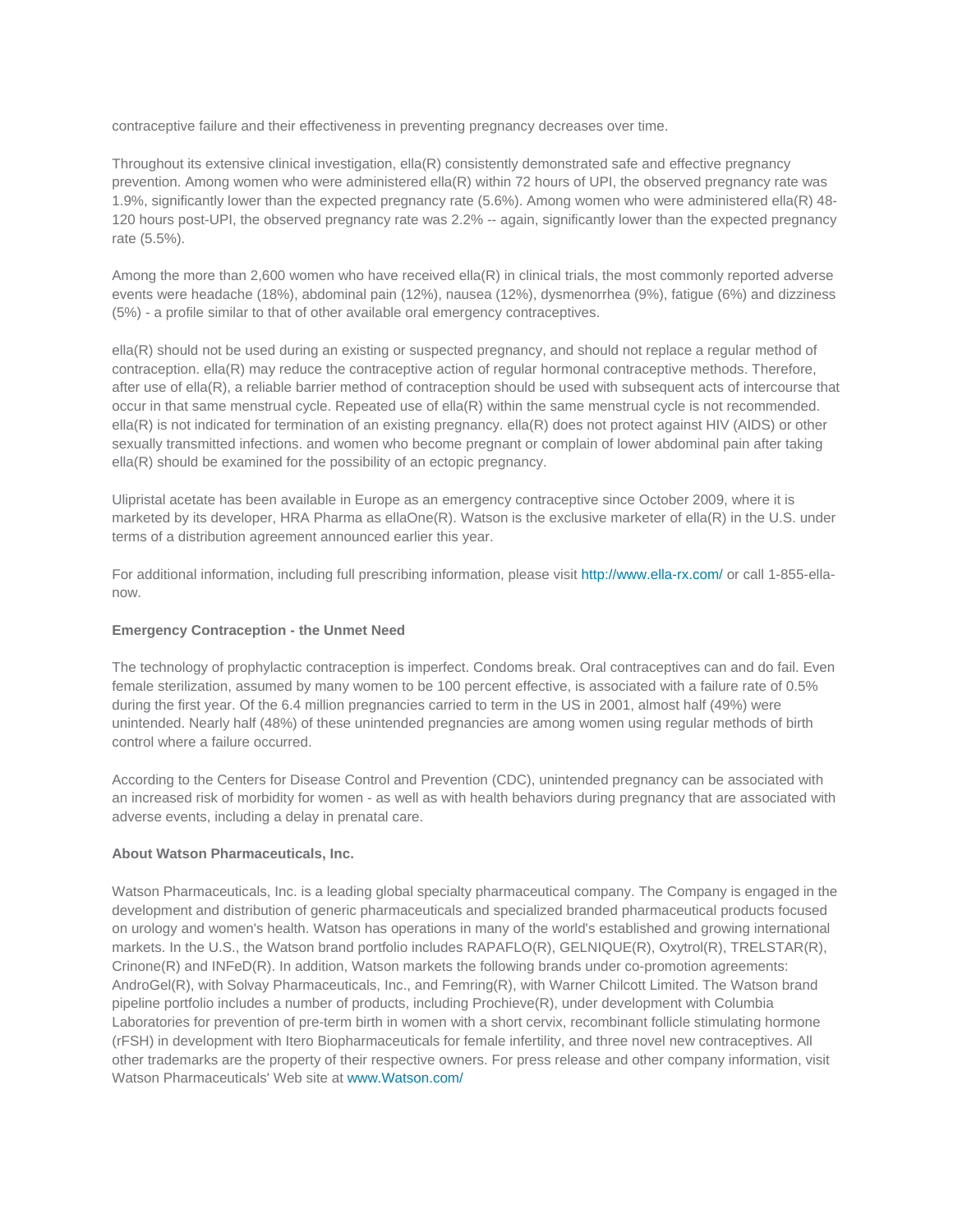contraceptive failure and their effectiveness in preventing pregnancy decreases over time.

Throughout its extensive clinical investigation, ella(R) consistently demonstrated safe and effective pregnancy prevention. Among women who were administered ella(R) within 72 hours of UPI, the observed pregnancy rate was 1.9%, significantly lower than the expected pregnancy rate (5.6%). Among women who were administered ella(R) 48-120 hours post-UPI, the observed pregnancy rate was 2.2% -- again, significantly lower than the expected pregnancy rate (5.5%).

Among the more than 2,600 women who have received ella(R) in clinical trials, the most commonly reported adverse events were headache (18%), abdominal pain (12%), nausea (12%), dysmenorrhea (9%), fatigue (6%) and dizziness (5%) - a profile similar to that of other available oral emergency contraceptives.

ella(R) should not be used during an existing or suspected pregnancy, and should not replace a regular method of contraception. ella(R) may reduce the contraceptive action of regular hormonal contraceptive methods. Therefore, after use of ella(R), a reliable barrier method of contraception should be used with subsequent acts of intercourse that occur in that same menstrual cycle. Repeated use of ella(R) within the same menstrual cycle is not recommended. ella(R) is not indicated for termination of an existing pregnancy. ella(R) does not protect against HIV (AIDS) or other sexually transmitted infections. and women who become pregnant or complain of lower abdominal pain after taking ella(R) should be examined for the possibility of an ectopic pregnancy.

Ulipristal acetate has been available in Europe as an emergency contraceptive since October 2009, where it is marketed by its developer, HRA Pharma as ellaOne(R). Watson is the exclusive marketer of ella(R) in the U.S. under terms of a distribution agreement announced earlier this year.

For additional information, including full prescribing information, please visit http://www.ella-rx.com/ or call 1-855-ella-now.

**Emergency Contraception - the Unmet Need**

The technology of prophylactic contraception is imperfect. Condoms break. Oral contraceptives can and do fail. Even female sterilization, assumed by many women to be 100 percent effective, is associated with a failure rate of 0.5% during the first year. Of the 6.4 million pregnancies carried to term in the US in 2001, almost half (49%) were unintended. Nearly half (48%) of these unintended pregnancies are among women using regular methods of birth control where a failure occurred.

According to the Centers for Disease Control and Prevention (CDC), unintended pregnancy can be associated with an increased risk of morbidity for women - as well as with health behaviors during pregnancy that are associated with adverse events, including a delay in prenatal care.

**About Watson Pharmaceuticals, Inc.**

Watson Pharmaceuticals, Inc. is a leading global specialty pharmaceutical company. The Company is engaged in the development and distribution of generic pharmaceuticals and specialized branded pharmaceutical products focused on urology and women's health. Watson has operations in many of the world's established and growing international markets. In the U.S., the Watson brand portfolio includes RAPAFLO(R), GELNIQUE(R), Oxytrol(R), TRELSTAR(R), Crinone(R) and INFeD(R). In addition, Watson markets the following brands under co-promotion agreements: AndroGel(R), with Solvay Pharmaceuticals, Inc., and Femring(R), with Warner Chilcott Limited. The Watson brand pipeline portfolio includes a number of products, including Prochieve(R), under development with Columbia Laboratories for prevention of pre-term birth in women with a short cervix, recombinant follicle stimulating hormone (rFSH) in development with Itero Biopharmaceuticals for female infertility, and three novel new contraceptives. All other trademarks are the property of their respective owners. For press release and other company information, visit Watson Pharmaceuticals' Web site at www.Watson.com/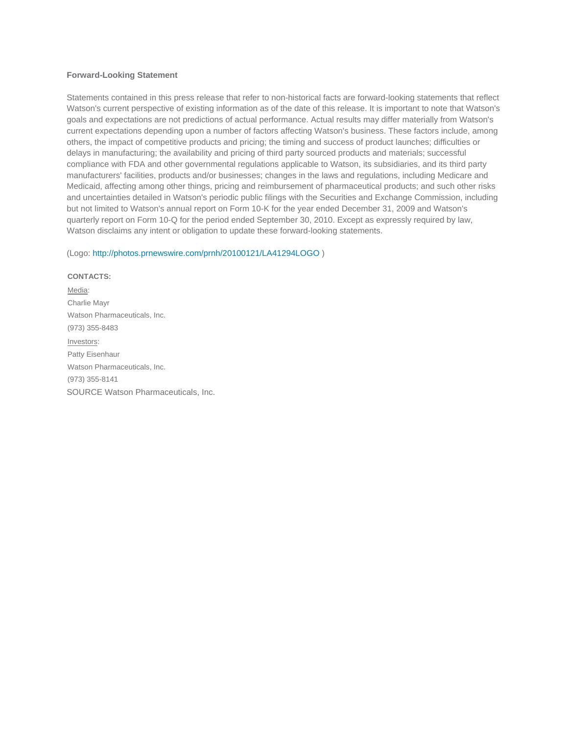**Forward-Looking Statement**

Statements contained in this press release that refer to non-historical facts are forward-looking statements that reflect Watson's current perspective of existing information as of the date of this release. It is important to note that Watson's goals and expectations are not predictions of actual performance. Actual results may differ materially from Watson's current expectations depending upon a number of factors affecting Watson's business. These factors include, among others, the impact of competitive products and pricing; the timing and success of product launches; difficulties or delays in manufacturing; the availability and pricing of third party sourced products and materials; successful compliance with FDA and other governmental regulations applicable to Watson, its subsidiaries, and its third party manufacturers' facilities, products and/or businesses; changes in the laws and regulations, including Medicare and Medicaid, affecting among other things, pricing and reimbursement of pharmaceutical products; and such other risks and uncertainties detailed in Watson's periodic public filings with the Securities and Exchange Commission, including but not limited to Watson's annual report on Form 10-K for the year ended December 31, 2009 and Watson's quarterly report on Form 10-Q for the period ended September 30, 2010. Except as expressly required by law, Watson disclaims any intent or obligation to update these forward-looking statements.

(Logo: http://photos.prnewswire.com/prnh/20100121/LA41294LOGO )

**CONTACTS:**

Media:
Charlie Mayr
Watson Pharmaceuticals, Inc.
(973) 355-8483

Investors:
Patty Eisenhaur
Watson Pharmaceuticals, Inc.
(973) 355-8141

SOURCE Watson Pharmaceuticals, Inc.